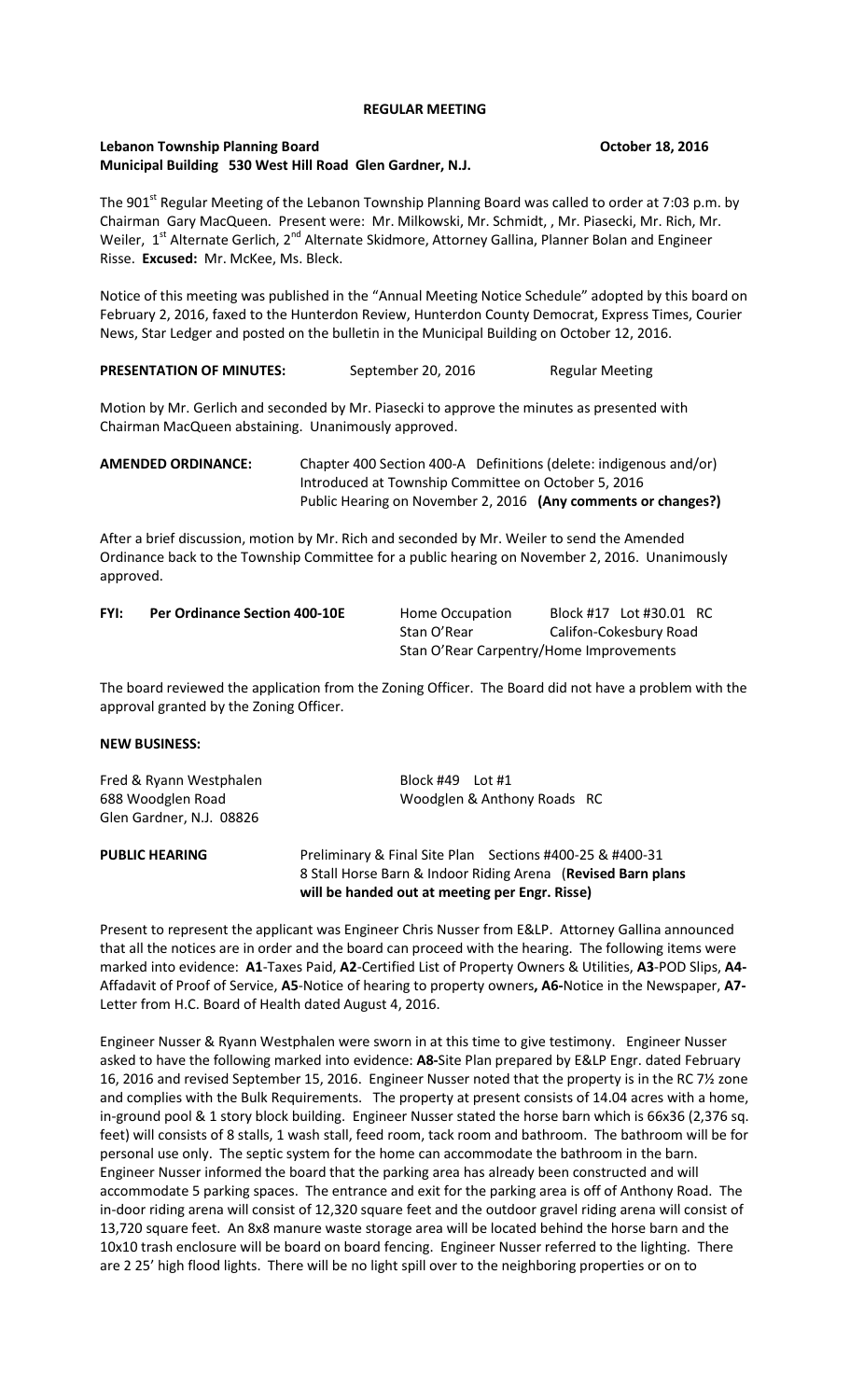**REGULAR MEETING**

**Lebanon Township Planning Board** **October 18, 2016**
**Municipal Building 530 West Hill Road Glen Gardner, N.J.**

The 901st Regular Meeting of the Lebanon Township Planning Board was called to order at 7:03 p.m. by Chairman Gary MacQueen. Present were: Mr. Milkowski, Mr. Schmidt, , Mr. Piasecki, Mr. Rich, Mr. Weiler, 1st Alternate Gerlich, 2nd Alternate Skidmore, Attorney Gallina, Planner Bolan and Engineer Risse. **Excused:** Mr. McKee, Ms. Bleck.

Notice of this meeting was published in the "Annual Meeting Notice Schedule" adopted by this board on February 2, 2016, faxed to the Hunterdon Review, Hunterdon County Democrat, Express Times, Courier News, Star Ledger and posted on the bulletin in the Municipal Building on October 12, 2016.

**PRESENTATION OF MINUTES:** September 20, 2016 Regular Meeting

Motion by Mr. Gerlich and seconded by Mr. Piasecki to approve the minutes as presented with Chairman MacQueen abstaining. Unanimously approved.

**AMENDED ORDINANCE:** Chapter 400 Section 400-A Definitions (delete: indigenous and/or)
Introduced at Township Committee on October 5, 2016
Public Hearing on November 2, 2016 **(Any comments or changes?)**

After a brief discussion, motion by Mr. Rich and seconded by Mr. Weiler to send the Amended Ordinance back to the Township Committee for a public hearing on November 2, 2016. Unanimously approved.

**FYI: Per Ordinance Section 400-10E** Home Occupation Block #17 Lot #30.01 RC
Stan O'Rear Califon-Cokesbury Road
Stan O'Rear Carpentry/Home Improvements

The board reviewed the application from the Zoning Officer. The Board did not have a problem with the approval granted by the Zoning Officer.

**NEW BUSINESS:**

Fred & Ryann Westphalen Block #49 Lot #1
688 Woodglen Road Woodglen & Anthony Roads RC
Glen Gardner, N.J. 08826

**PUBLIC HEARING** Preliminary & Final Site Plan Sections #400-25 & #400-31
8 Stall Horse Barn & Indoor Riding Arena (**Revised Barn plans will be handed out at meeting per Engr. Risse)**

Present to represent the applicant was Engineer Chris Nusser from E&LP. Attorney Gallina announced that all the notices are in order and the board can proceed with the hearing. The following items were marked into evidence: **A1**-Taxes Paid, **A2**-Certified List of Property Owners & Utilities, **A3**-POD Slips, **A4-** Affadavit of Proof of Service, **A5**-Notice of hearing to property owners**, A6-**Notice in the Newspaper, **A7-** Letter from H.C. Board of Health dated August 4, 2016.

Engineer Nusser & Ryann Westphalen were sworn in at this time to give testimony. Engineer Nusser asked to have the following marked into evidence: **A8-**Site Plan prepared by E&LP Engr. dated February 16, 2016 and revised September 15, 2016. Engineer Nusser noted that the property is in the RC 7½ zone and complies with the Bulk Requirements. The property at present consists of 14.04 acres with a home, in-ground pool & 1 story block building. Engineer Nusser stated the horse barn which is 66x36 (2,376 sq. feet) will consists of 8 stalls, 1 wash stall, feed room, tack room and bathroom. The bathroom will be for personal use only. The septic system for the home can accommodate the bathroom in the barn. Engineer Nusser informed the board that the parking area has already been constructed and will accommodate 5 parking spaces. The entrance and exit for the parking area is off of Anthony Road. The in-door riding arena will consist of 12,320 square feet and the outdoor gravel riding arena will consist of 13,720 square feet. An 8x8 manure waste storage area will be located behind the horse barn and the 10x10 trash enclosure will be board on board fencing. Engineer Nusser referred to the lighting. There are 2 25' high flood lights. There will be no light spill over to the neighboring properties or on to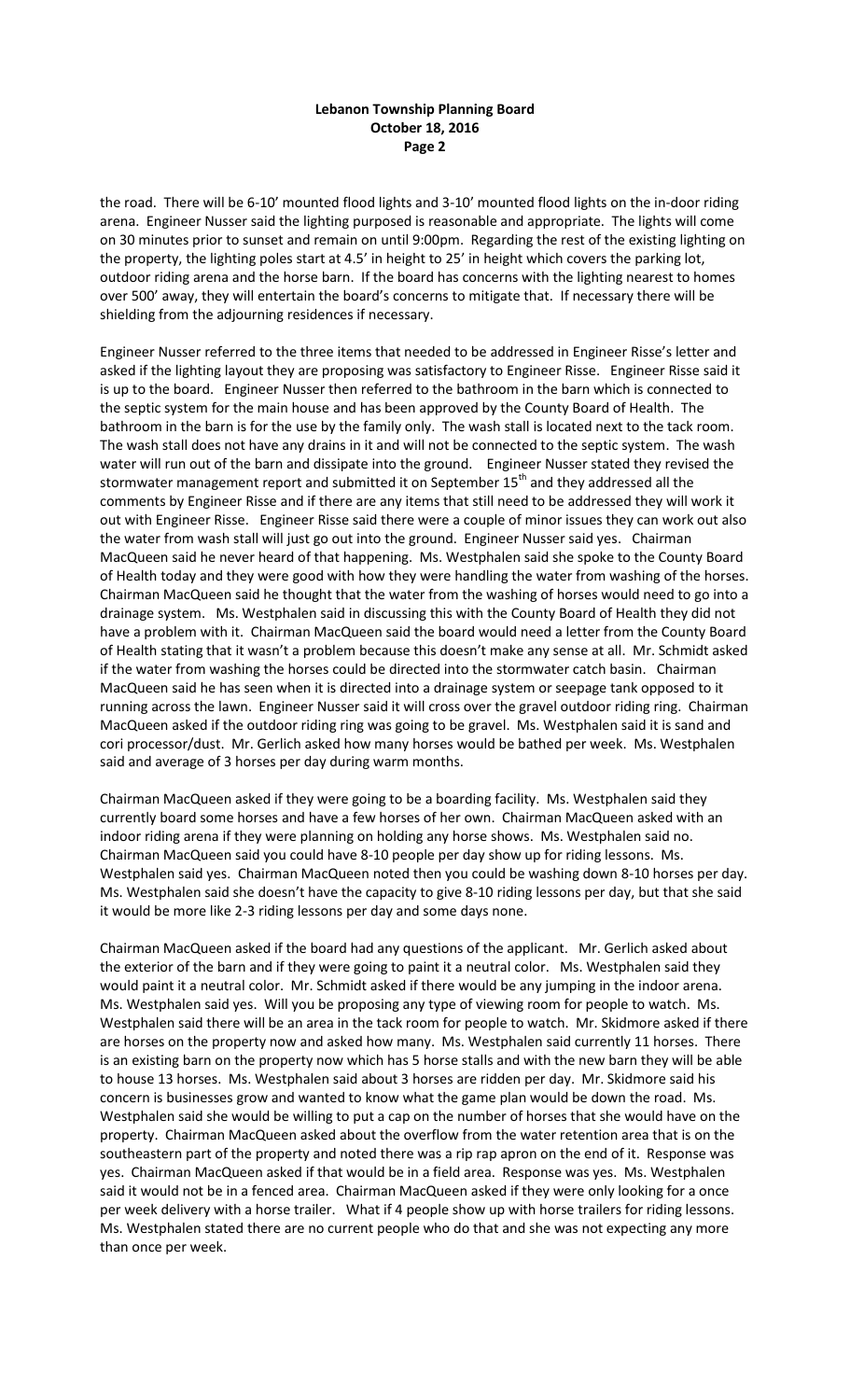the road. There will be 6-10' mounted flood lights and 3-10' mounted flood lights on the in-door riding arena. Engineer Nusser said the lighting purposed is reasonable and appropriate. The lights will come on 30 minutes prior to sunset and remain on until 9:00pm. Regarding the rest of the existing lighting on the property, the lighting poles start at 4.5' in height to 25' in height which covers the parking lot, outdoor riding arena and the horse barn. If the board has concerns with the lighting nearest to homes over 500' away, they will entertain the board's concerns to mitigate that. If necessary there will be shielding from the adjourning residences if necessary.

Engineer Nusser referred to the three items that needed to be addressed in Engineer Risse's letter and asked if the lighting layout they are proposing was satisfactory to Engineer Risse. Engineer Risse said it is up to the board. Engineer Nusser then referred to the bathroom in the barn which is connected to the septic system for the main house and has been approved by the County Board of Health. The bathroom in the barn is for the use by the family only. The wash stall is located next to the tack room. The wash stall does not have any drains in it and will not be connected to the septic system. The wash water will run out of the barn and dissipate into the ground. Engineer Nusser stated they revised the stormwater management report and submitted it on September 15th and they addressed all the comments by Engineer Risse and if there are any items that still need to be addressed they will work it out with Engineer Risse. Engineer Risse said there were a couple of minor issues they can work out also the water from wash stall will just go out into the ground. Engineer Nusser said yes. Chairman MacQueen said he never heard of that happening. Ms. Westphalen said she spoke to the County Board of Health today and they were good with how they were handling the water from washing of the horses. Chairman MacQueen said he thought that the water from the washing of horses would need to go into a drainage system. Ms. Westphalen said in discussing this with the County Board of Health they did not have a problem with it. Chairman MacQueen said the board would need a letter from the County Board of Health stating that it wasn't a problem because this doesn't make any sense at all. Mr. Schmidt asked if the water from washing the horses could be directed into the stormwater catch basin. Chairman MacQueen said he has seen when it is directed into a drainage system or seepage tank opposed to it running across the lawn. Engineer Nusser said it will cross over the gravel outdoor riding ring. Chairman MacQueen asked if the outdoor riding ring was going to be gravel. Ms. Westphalen said it is sand and cori processor/dust. Mr. Gerlich asked how many horses would be bathed per week. Ms. Westphalen said and average of 3 horses per day during warm months.

Chairman MacQueen asked if they were going to be a boarding facility. Ms. Westphalen said they currently board some horses and have a few horses of her own. Chairman MacQueen asked with an indoor riding arena if they were planning on holding any horse shows. Ms. Westphalen said no. Chairman MacQueen said you could have 8-10 people per day show up for riding lessons. Ms. Westphalen said yes. Chairman MacQueen noted then you could be washing down 8-10 horses per day. Ms. Westphalen said she doesn't have the capacity to give 8-10 riding lessons per day, but that she said it would be more like 2-3 riding lessons per day and some days none.

Chairman MacQueen asked if the board had any questions of the applicant. Mr. Gerlich asked about the exterior of the barn and if they were going to paint it a neutral color. Ms. Westphalen said they would paint it a neutral color. Mr. Schmidt asked if there would be any jumping in the indoor arena. Ms. Westphalen said yes. Will you be proposing any type of viewing room for people to watch. Ms. Westphalen said there will be an area in the tack room for people to watch. Mr. Skidmore asked if there are horses on the property now and asked how many. Ms. Westphalen said currently 11 horses. There is an existing barn on the property now which has 5 horse stalls and with the new barn they will be able to house 13 horses. Ms. Westphalen said about 3 horses are ridden per day. Mr. Skidmore said his concern is businesses grow and wanted to know what the game plan would be down the road. Ms. Westphalen said she would be willing to put a cap on the number of horses that she would have on the property. Chairman MacQueen asked about the overflow from the water retention area that is on the southeastern part of the property and noted there was a rip rap apron on the end of it. Response was yes. Chairman MacQueen asked if that would be in a field area. Response was yes. Ms. Westphalen said it would not be in a fenced area. Chairman MacQueen asked if they were only looking for a once per week delivery with a horse trailer. What if 4 people show up with horse trailers for riding lessons. Ms. Westphalen stated there are no current people who do that and she was not expecting any more than once per week.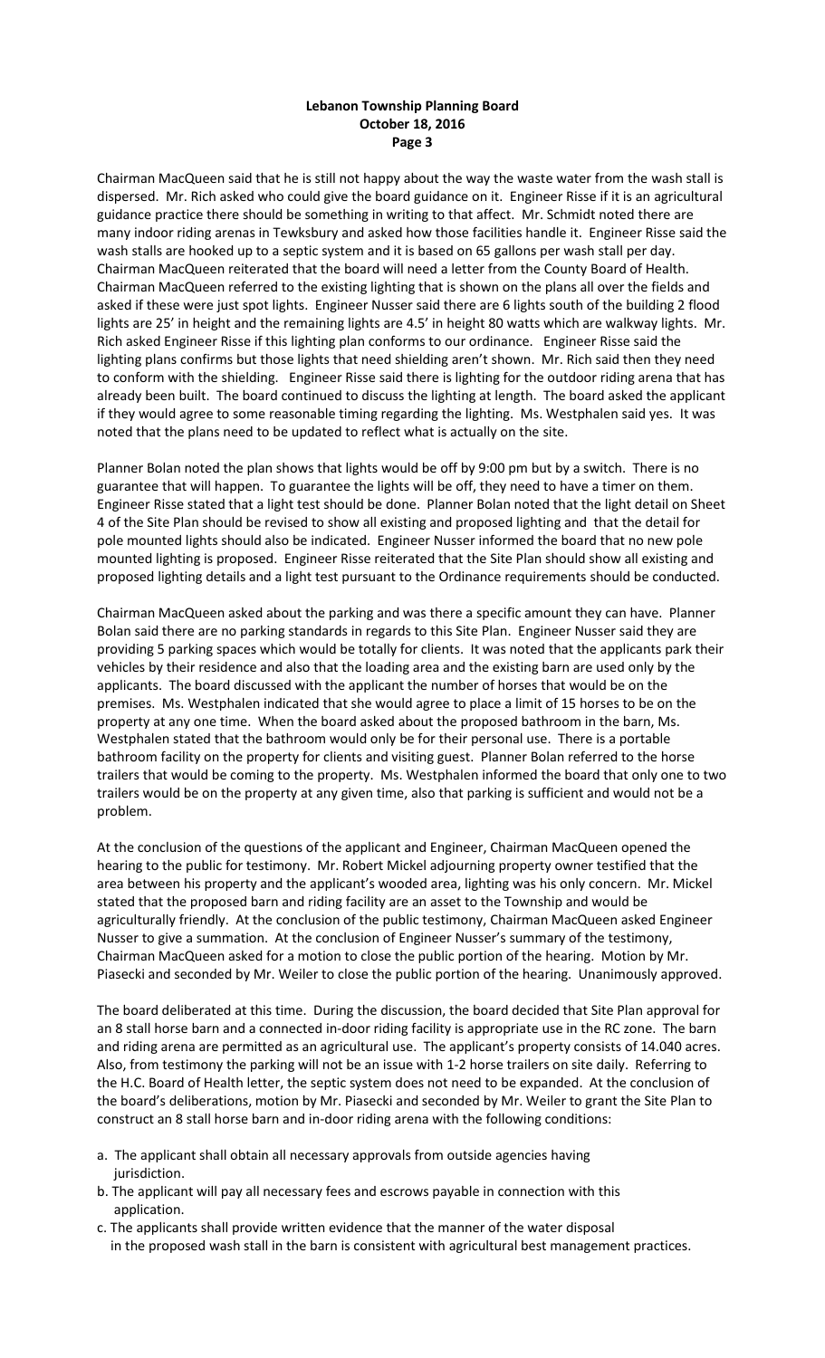Chairman MacQueen said that he is still not happy about the way the waste water from the wash stall is dispersed. Mr. Rich asked who could give the board guidance on it. Engineer Risse if it is an agricultural guidance practice there should be something in writing to that affect. Mr. Schmidt noted there are many indoor riding arenas in Tewksbury and asked how those facilities handle it. Engineer Risse said the wash stalls are hooked up to a septic system and it is based on 65 gallons per wash stall per day. Chairman MacQueen reiterated that the board will need a letter from the County Board of Health. Chairman MacQueen referred to the existing lighting that is shown on the plans all over the fields and asked if these were just spot lights. Engineer Nusser said there are 6 lights south of the building 2 flood lights are 25' in height and the remaining lights are 4.5' in height 80 watts which are walkway lights. Mr. Rich asked Engineer Risse if this lighting plan conforms to our ordinance. Engineer Risse said the lighting plans confirms but those lights that need shielding aren't shown. Mr. Rich said then they need to conform with the shielding. Engineer Risse said there is lighting for the outdoor riding arena that has already been built. The board continued to discuss the lighting at length. The board asked the applicant if they would agree to some reasonable timing regarding the lighting. Ms. Westphalen said yes. It was noted that the plans need to be updated to reflect what is actually on the site.

Planner Bolan noted the plan shows that lights would be off by 9:00 pm but by a switch. There is no guarantee that will happen. To guarantee the lights will be off, they need to have a timer on them. Engineer Risse stated that a light test should be done. Planner Bolan noted that the light detail on Sheet 4 of the Site Plan should be revised to show all existing and proposed lighting and that the detail for pole mounted lights should also be indicated. Engineer Nusser informed the board that no new pole mounted lighting is proposed. Engineer Risse reiterated that the Site Plan should show all existing and proposed lighting details and a light test pursuant to the Ordinance requirements should be conducted.

Chairman MacQueen asked about the parking and was there a specific amount they can have. Planner Bolan said there are no parking standards in regards to this Site Plan. Engineer Nusser said they are providing 5 parking spaces which would be totally for clients. It was noted that the applicants park their vehicles by their residence and also that the loading area and the existing barn are used only by the applicants. The board discussed with the applicant the number of horses that would be on the premises. Ms. Westphalen indicated that she would agree to place a limit of 15 horses to be on the property at any one time. When the board asked about the proposed bathroom in the barn, Ms. Westphalen stated that the bathroom would only be for their personal use. There is a portable bathroom facility on the property for clients and visiting guest. Planner Bolan referred to the horse trailers that would be coming to the property. Ms. Westphalen informed the board that only one to two trailers would be on the property at any given time, also that parking is sufficient and would not be a problem.

At the conclusion of the questions of the applicant and Engineer, Chairman MacQueen opened the hearing to the public for testimony. Mr. Robert Mickel adjourning property owner testified that the area between his property and the applicant's wooded area, lighting was his only concern. Mr. Mickel stated that the proposed barn and riding facility are an asset to the Township and would be agriculturally friendly. At the conclusion of the public testimony, Chairman MacQueen asked Engineer Nusser to give a summation. At the conclusion of Engineer Nusser's summary of the testimony, Chairman MacQueen asked for a motion to close the public portion of the hearing. Motion by Mr. Piasecki and seconded by Mr. Weiler to close the public portion of the hearing. Unanimously approved.

The board deliberated at this time. During the discussion, the board decided that Site Plan approval for an 8 stall horse barn and a connected in-door riding facility is appropriate use in the RC zone. The barn and riding arena are permitted as an agricultural use. The applicant's property consists of 14.040 acres. Also, from testimony the parking will not be an issue with 1-2 horse trailers on site daily. Referring to the H.C. Board of Health letter, the septic system does not need to be expanded. At the conclusion of the board's deliberations, motion by Mr. Piasecki and seconded by Mr. Weiler to grant the Site Plan to construct an 8 stall horse barn and in-door riding arena with the following conditions:

a. The applicant shall obtain all necessary approvals from outside agencies having jurisdiction.
b. The applicant will pay all necessary fees and escrows payable in connection with this application.
c. The applicants shall provide written evidence that the manner of the water disposal in the proposed wash stall in the barn is consistent with agricultural best management practices.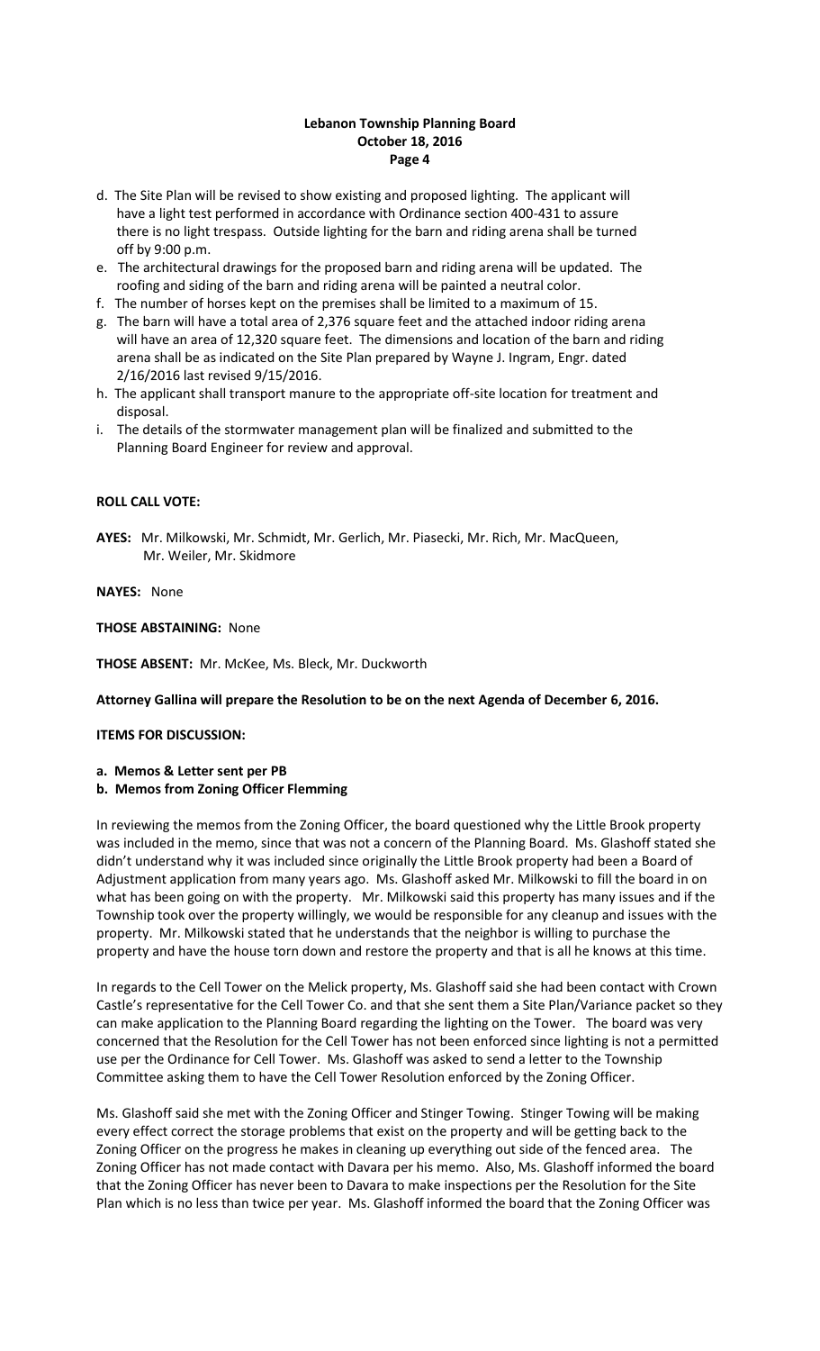d. The Site Plan will be revised to show existing and proposed lighting. The applicant will have a light test performed in accordance with Ordinance section 400-431 to assure there is no light trespass. Outside lighting for the barn and riding arena shall be turned off by 9:00 p.m.
e. The architectural drawings for the proposed barn and riding arena will be updated. The roofing and siding of the barn and riding arena will be painted a neutral color.
f. The number of horses kept on the premises shall be limited to a maximum of 15.
g. The barn will have a total area of 2,376 square feet and the attached indoor riding arena will have an area of 12,320 square feet. The dimensions and location of the barn and riding arena shall be as indicated on the Site Plan prepared by Wayne J. Ingram, Engr. dated 2/16/2016 last revised 9/15/2016.
h. The applicant shall transport manure to the appropriate off-site location for treatment and disposal.
i. The details of the stormwater management plan will be finalized and submitted to the Planning Board Engineer for review and approval.

**ROLL CALL VOTE:**

**AYES:** Mr. Milkowski, Mr. Schmidt, Mr. Gerlich, Mr. Piasecki, Mr. Rich, Mr. MacQueen, Mr. Weiler, Mr. Skidmore

**NAYES:** None

**THOSE ABSTAINING:** None

**THOSE ABSENT:** Mr. McKee, Ms. Bleck, Mr. Duckworth

**Attorney Gallina will prepare the Resolution to be on the next Agenda of December 6, 2016.**

**ITEMS FOR DISCUSSION:**

**a. Memos & Letter sent per PB**
**b. Memos from Zoning Officer Flemming**

In reviewing the memos from the Zoning Officer, the board questioned why the Little Brook property was included in the memo, since that was not a concern of the Planning Board. Ms. Glashoff stated she didn't understand why it was included since originally the Little Brook property had been a Board of Adjustment application from many years ago. Ms. Glashoff asked Mr. Milkowski to fill the board in on what has been going on with the property. Mr. Milkowski said this property has many issues and if the Township took over the property willingly, we would be responsible for any cleanup and issues with the property. Mr. Milkowski stated that he understands that the neighbor is willing to purchase the property and have the house torn down and restore the property and that is all he knows at this time.

In regards to the Cell Tower on the Melick property, Ms. Glashoff said she had been contact with Crown Castle's representative for the Cell Tower Co. and that she sent them a Site Plan/Variance packet so they can make application to the Planning Board regarding the lighting on the Tower. The board was very concerned that the Resolution for the Cell Tower has not been enforced since lighting is not a permitted use per the Ordinance for Cell Tower. Ms. Glashoff was asked to send a letter to the Township Committee asking them to have the Cell Tower Resolution enforced by the Zoning Officer.

Ms. Glashoff said she met with the Zoning Officer and Stinger Towing. Stinger Towing will be making every effect correct the storage problems that exist on the property and will be getting back to the Zoning Officer on the progress he makes in cleaning up everything out side of the fenced area. The Zoning Officer has not made contact with Davara per his memo. Also, Ms. Glashoff informed the board that the Zoning Officer has never been to Davara to make inspections per the Resolution for the Site Plan which is no less than twice per year. Ms. Glashoff informed the board that the Zoning Officer was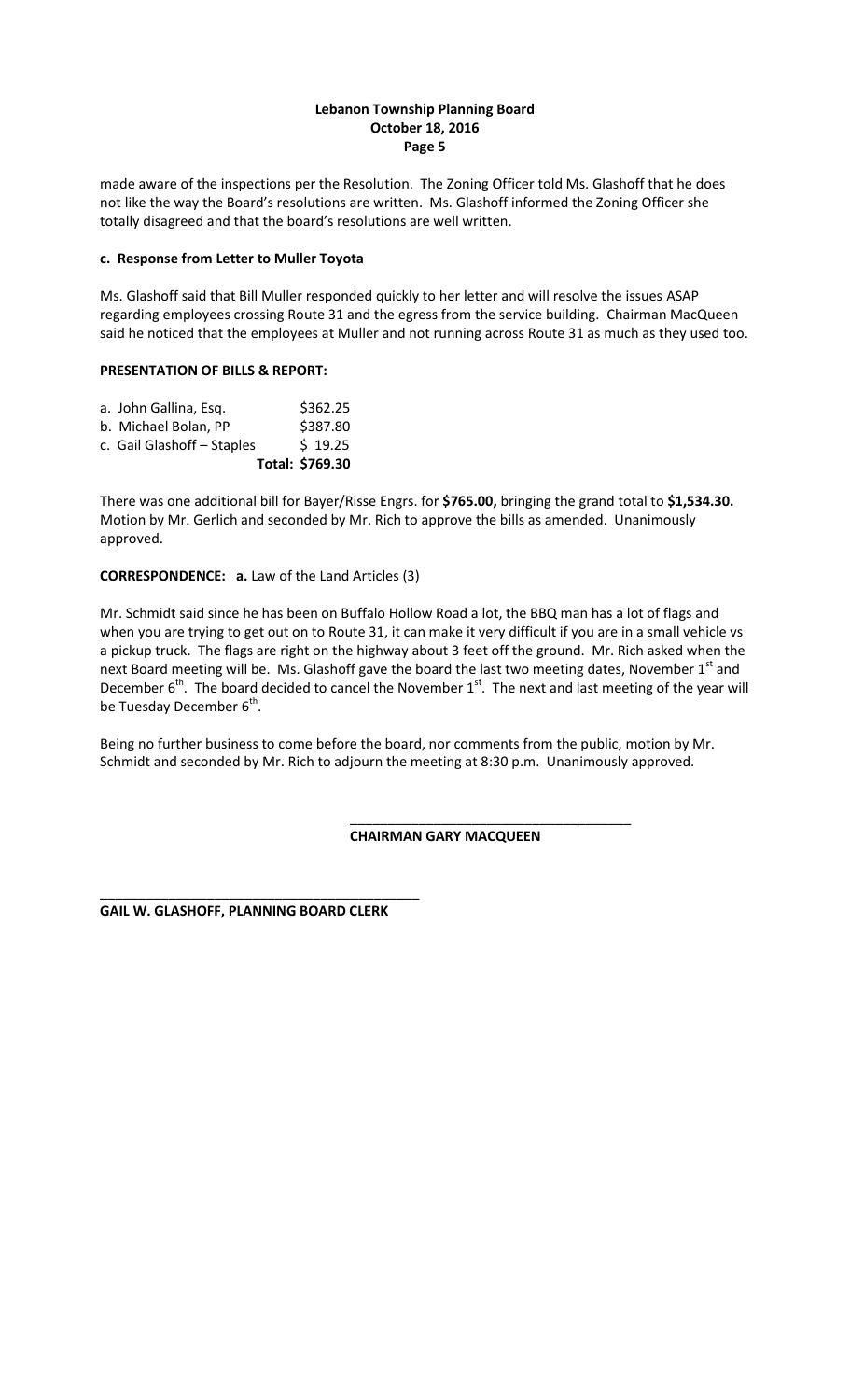made aware of the inspections per the Resolution. The Zoning Officer told Ms. Glashoff that he does not like the way the Board's resolutions are written. Ms. Glashoff informed the Zoning Officer she totally disagreed and that the board's resolutions are well written.

**c. Response from Letter to Muller Toyota**

Ms. Glashoff said that Bill Muller responded quickly to her letter and will resolve the issues ASAP regarding employees crossing Route 31 and the egress from the service building. Chairman MacQueen said he noticed that the employees at Muller and not running across Route 31 as much as they used too.

**PRESENTATION OF BILLS & REPORT:**

| | |
|---|---|
| a. John Gallina, Esq. | $362.25 |
| b. Michael Bolan, PP | $387.80 |
| c. Gail Glashoff – Staples | $ 19.25 |
| | **Total: $769.30** |

There was one additional bill for Bayer/Risse Engrs. for **$765.00,** bringing the grand total to **$1,534.30.** Motion by Mr. Gerlich and seconded by Mr. Rich to approve the bills as amended. Unanimously approved.

**CORRESPONDENCE: a.** Law of the Land Articles (3)

Mr. Schmidt said since he has been on Buffalo Hollow Road a lot, the BBQ man has a lot of flags and when you are trying to get out on to Route 31, it can make it very difficult if you are in a small vehicle vs a pickup truck. The flags are right on the highway about 3 feet off the ground. Mr. Rich asked when the next Board meeting will be. Ms. Glashoff gave the board the last two meeting dates, November 1st and December 6th. The board decided to cancel the November 1st. The next and last meeting of the year will be Tuesday December 6th.

Being no further business to come before the board, nor comments from the public, motion by Mr. Schmidt and seconded by Mr. Rich to adjourn the meeting at 8:30 p.m. Unanimously approved.

\_\_\_\_\_\_\_\_\_\_\_\_\_\_\_\_\_\_\_\_\_\_\_\_\_\_\_\_\_\_\_\_\_\_\_\_\_\_

**CHAIRMAN GARY MACQUEEN**

\_\_\_\_\_\_\_\_\_\_\_\_\_\_\_\_\_\_\_\_\_\_\_\_\_\_\_\_\_\_\_\_\_\_\_\_\_\_\_\_\_\_

**GAIL W. GLASHOFF, PLANNING BOARD CLERK**